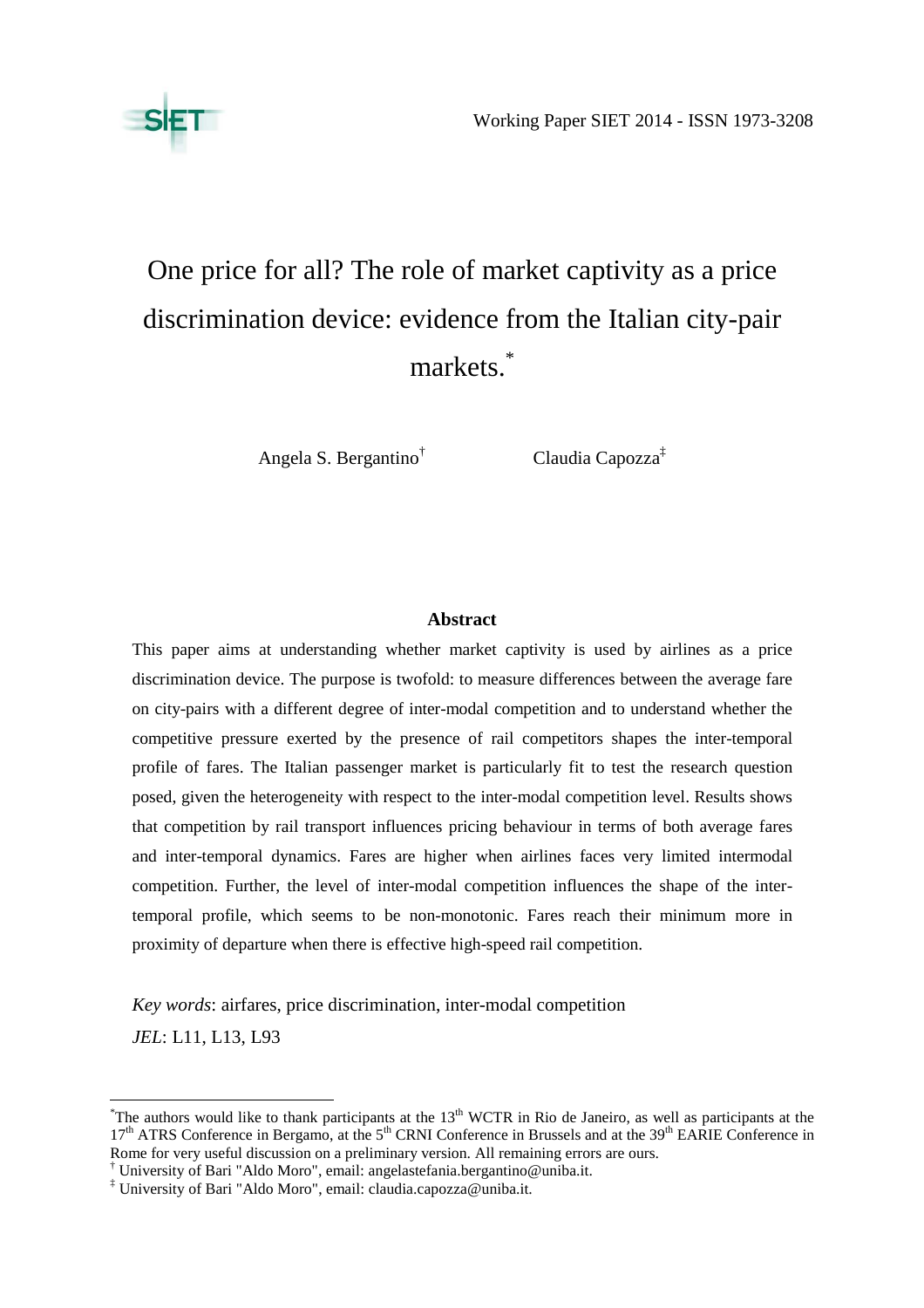Working Paper SIET 2014 - ISSN 1973-3208

# One price for all? The role of market captivity as a price discrimination device: evidence from the Italian city-pair markets.[*]

Angela S. Bergantino[†] Claudia Capozza[‡]

## Abstract

This paper aims at understanding whether market captivity is used by airlines as a price discrimination device. The purpose is twofold: to measure differences between the average fare on city-pairs with a different degree of inter-modal competition and to understand whether the competitive pressure exerted by the presence of rail competitors shapes the inter-temporal profile of fares. The Italian passenger market is particularly fit to test the research question posed, given the heterogeneity with respect to the inter-modal competition level. Results shows that competition by rail transport influences pricing behaviour in terms of both average fares and inter-temporal dynamics. Fares are higher when airlines faces very limited intermodal competition. Further, the level of inter-modal competition influences the shape of the inter-temporal profile, which seems to be non-monotonic. Fares reach their minimum more in proximity of departure when there is effective high-speed rail competition.

*Key words*: airfares, price discrimination, inter-modal competition

*JEL*: L11, L13, L93

---

[*] The authors would like to thank participants at the 13th WCTR in Rio de Janeiro, as well as participants at the 17th ATRS Conference in Bergamo, at the 5th CRNI Conference in Brussels and at the 39th EARIE Conference in Rome for very useful discussion on a preliminary version. All remaining errors are ours.

[†] University of Bari "Aldo Moro", email: angelastefania.bergantino@uniba.it.

[‡] University of Bari "Aldo Moro", email: claudia.capozza@uniba.it.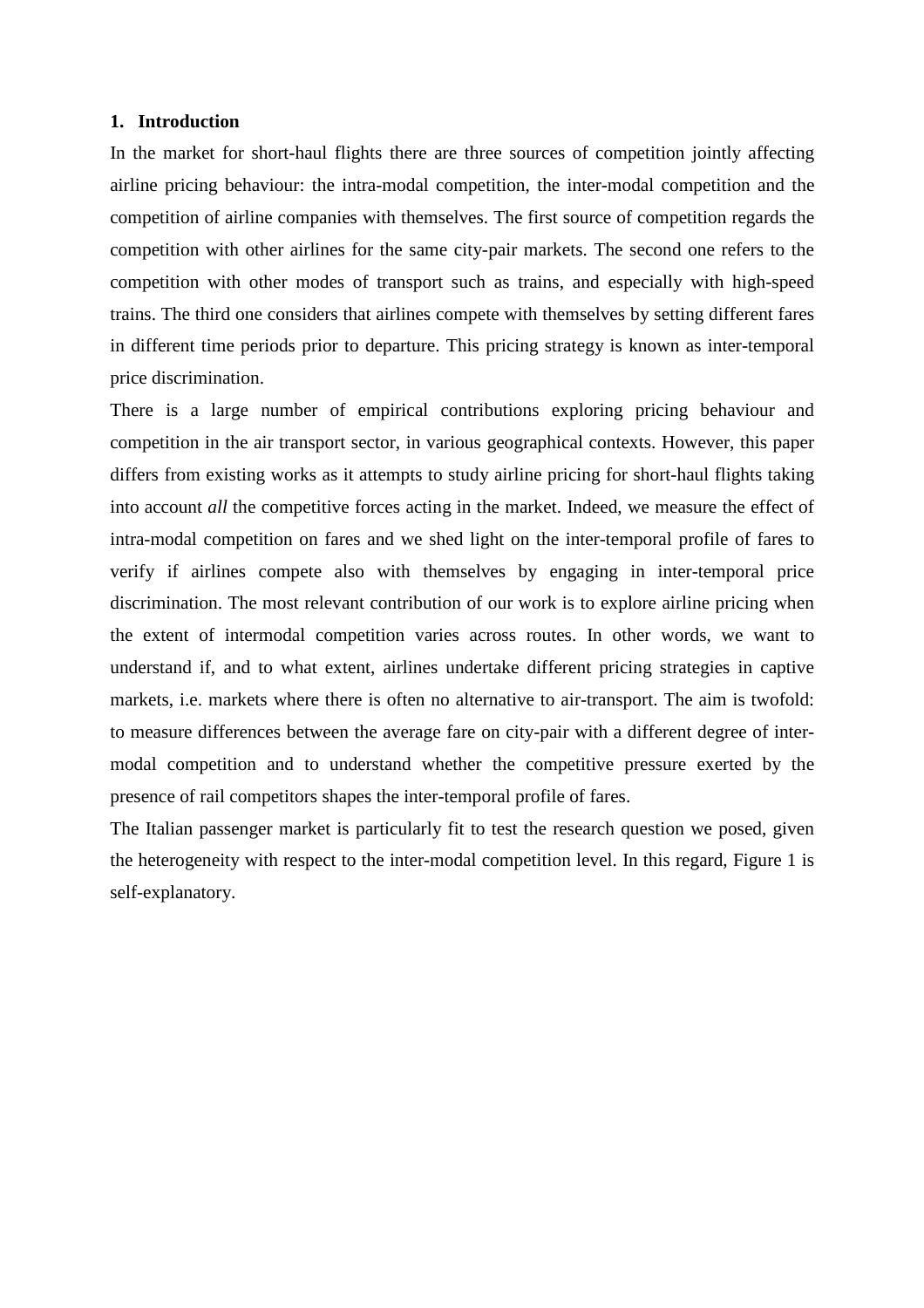## 1. Introduction

In the market for short-haul flights there are three sources of competition jointly affecting airline pricing behaviour: the intra-modal competition, the inter-modal competition and the competition of airline companies with themselves. The first source of competition regards the competition with other airlines for the same city-pair markets. The second one refers to the competition with other modes of transport such as trains, and especially with high-speed trains. The third one considers that airlines compete with themselves by setting different fares in different time periods prior to departure. This pricing strategy is known as inter-temporal price discrimination.

There is a large number of empirical contributions exploring pricing behaviour and competition in the air transport sector, in various geographical contexts. However, this paper differs from existing works as it attempts to study airline pricing for short-haul flights taking into account *all* the competitive forces acting in the market. Indeed, we measure the effect of intra-modal competition on fares and we shed light on the inter-temporal profile of fares to verify if airlines compete also with themselves by engaging in inter-temporal price discrimination. The most relevant contribution of our work is to explore airline pricing when the extent of intermodal competition varies across routes. In other words, we want to understand if, and to what extent, airlines undertake different pricing strategies in captive markets, i.e. markets where there is often no alternative to air-transport. The aim is twofold: to measure differences between the average fare on city-pair with a different degree of inter-modal competition and to understand whether the competitive pressure exerted by the presence of rail competitors shapes the inter-temporal profile of fares.

The Italian passenger market is particularly fit to test the research question we posed, given the heterogeneity with respect to the inter-modal competition level. In this regard, Figure 1 is self-explanatory.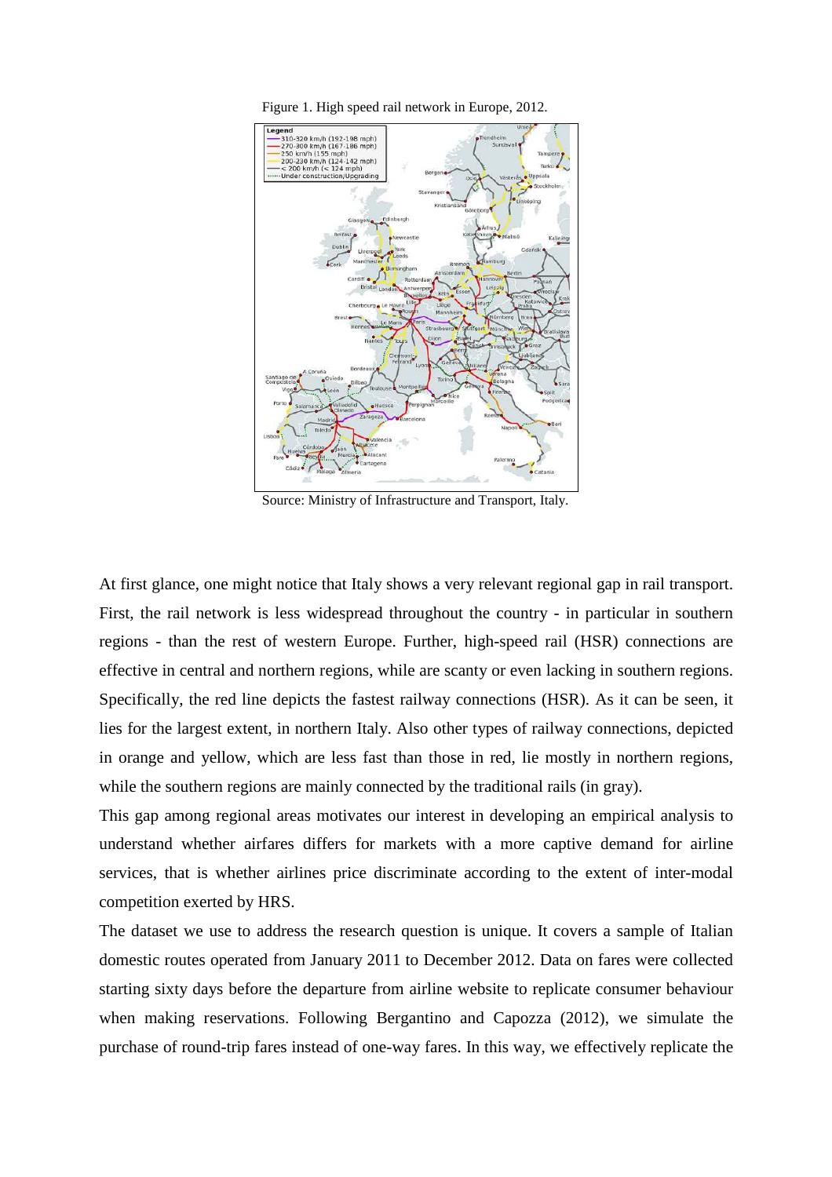Figure 1. High speed rail network in Europe, 2012.

Source: Ministry of Infrastructure and Transport, Italy.

At first glance, one might notice that Italy shows a very relevant regional gap in rail transport. First, the rail network is less widespread throughout the country - in particular in southern regions - than the rest of western Europe. Further, high-speed rail (HSR) connections are effective in central and northern regions, while are scanty or even lacking in southern regions. Specifically, the red line depicts the fastest railway connections (HSR). As it can be seen, it lies for the largest extent, in northern Italy. Also other types of railway connections, depicted in orange and yellow, which are less fast than those in red, lie mostly in northern regions, while the southern regions are mainly connected by the traditional rails (in gray).

This gap among regional areas motivates our interest in developing an empirical analysis to understand whether airfares differs for markets with a more captive demand for airline services, that is whether airlines price discriminate according to the extent of inter-modal competition exerted by HRS.

The dataset we use to address the research question is unique. It covers a sample of Italian domestic routes operated from January 2011 to December 2012. Data on fares were collected starting sixty days before the departure from airline website to replicate consumer behaviour when making reservations. Following Bergantino and Capozza (2012), we simulate the purchase of round-trip fares instead of one-way fares. In this way, we effectively replicate the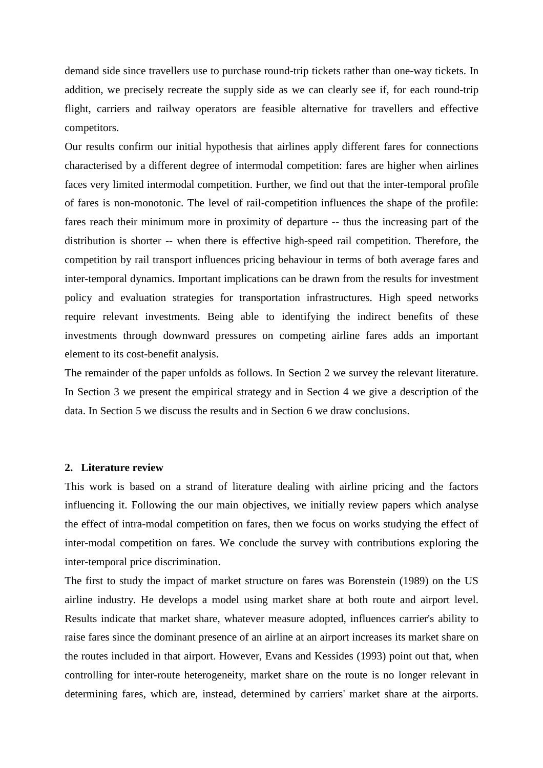demand side since travellers use to purchase round-trip tickets rather than one-way tickets. In addition, we precisely recreate the supply side as we can clearly see if, for each round-trip flight, carriers and railway operators are feasible alternative for travellers and effective competitors.

Our results confirm our initial hypothesis that airlines apply different fares for connections characterised by a different degree of intermodal competition: fares are higher when airlines faces very limited intermodal competition. Further, we find out that the inter-temporal profile of fares is non-monotonic. The level of rail-competition influences the shape of the profile: fares reach their minimum more in proximity of departure -- thus the increasing part of the distribution is shorter -- when there is effective high-speed rail competition. Therefore, the competition by rail transport influences pricing behaviour in terms of both average fares and inter-temporal dynamics. Important implications can be drawn from the results for investment policy and evaluation strategies for transportation infrastructures. High speed networks require relevant investments. Being able to identifying the indirect benefits of these investments through downward pressures on competing airline fares adds an important element to its cost-benefit analysis.

The remainder of the paper unfolds as follows. In Section 2 we survey the relevant literature. In Section 3 we present the empirical strategy and in Section 4 we give a description of the data. In Section 5 we discuss the results and in Section 6 we draw conclusions.

## 2. Literature review

This work is based on a strand of literature dealing with airline pricing and the factors influencing it. Following the our main objectives, we initially review papers which analyse the effect of intra-modal competition on fares, then we focus on works studying the effect of inter-modal competition on fares. We conclude the survey with contributions exploring the inter-temporal price discrimination.

The first to study the impact of market structure on fares was Borenstein (1989) on the US airline industry. He develops a model using market share at both route and airport level. Results indicate that market share, whatever measure adopted, influences carrier's ability to raise fares since the dominant presence of an airline at an airport increases its market share on the routes included in that airport. However, Evans and Kessides (1993) point out that, when controlling for inter-route heterogeneity, market share on the route is no longer relevant in determining fares, which are, instead, determined by carriers' market share at the airports.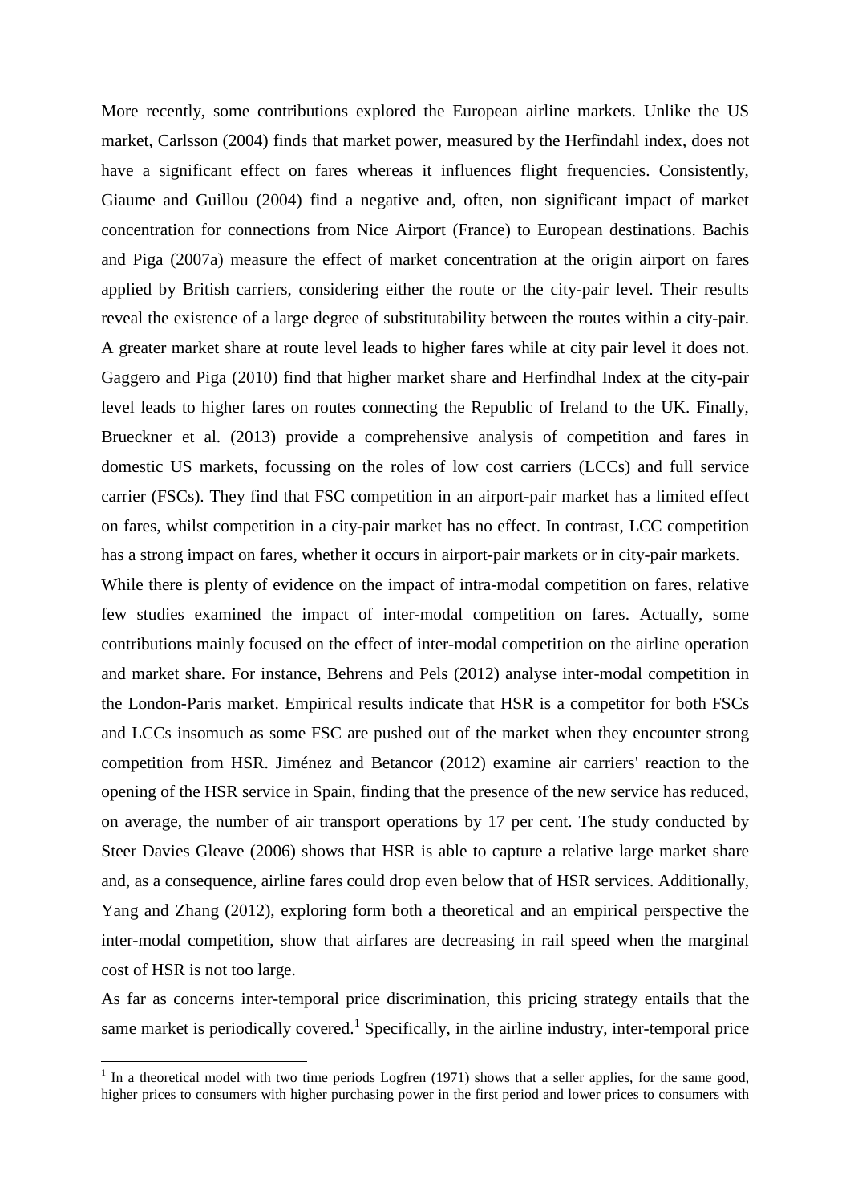More recently, some contributions explored the European airline markets. Unlike the US market, Carlsson (2004) finds that market power, measured by the Herfindahl index, does not have a significant effect on fares whereas it influences flight frequencies. Consistently, Giaume and Guillou (2004) find a negative and, often, non significant impact of market concentration for connections from Nice Airport (France) to European destinations. Bachis and Piga (2007a) measure the effect of market concentration at the origin airport on fares applied by British carriers, considering either the route or the city-pair level. Their results reveal the existence of a large degree of substitutability between the routes within a city-pair. A greater market share at route level leads to higher fares while at city pair level it does not. Gaggero and Piga (2010) find that higher market share and Herfindhal Index at the city-pair level leads to higher fares on routes connecting the Republic of Ireland to the UK. Finally, Brueckner et al. (2013) provide a comprehensive analysis of competition and fares in domestic US markets, focussing on the roles of low cost carriers (LCCs) and full service carrier (FSCs). They find that FSC competition in an airport-pair market has a limited effect on fares, whilst competition in a city-pair market has no effect. In contrast, LCC competition has a strong impact on fares, whether it occurs in airport-pair markets or in city-pair markets.

While there is plenty of evidence on the impact of intra-modal competition on fares, relative few studies examined the impact of inter-modal competition on fares. Actually, some contributions mainly focused on the effect of inter-modal competition on the airline operation and market share. For instance, Behrens and Pels (2012) analyse inter-modal competition in the London-Paris market. Empirical results indicate that HSR is a competitor for both FSCs and LCCs insomuch as some FSC are pushed out of the market when they encounter strong competition from HSR. Jiménez and Betancor (2012) examine air carriers' reaction to the opening of the HSR service in Spain, finding that the presence of the new service has reduced, on average, the number of air transport operations by 17 per cent. The study conducted by Steer Davies Gleave (2006) shows that HSR is able to capture a relative large market share and, as a consequence, airline fares could drop even below that of HSR services. Additionally, Yang and Zhang (2012), exploring form both a theoretical and an empirical perspective the inter-modal competition, show that airfares are decreasing in rail speed when the marginal cost of HSR is not too large.

As far as concerns inter-temporal price discrimination, this pricing strategy entails that the same market is periodically covered.[1] Specifically, in the airline industry, inter-temporal price

[1] In a theoretical model with two time periods Logfren (1971) shows that a seller applies, for the same good, higher prices to consumers with higher purchasing power in the first period and lower prices to consumers with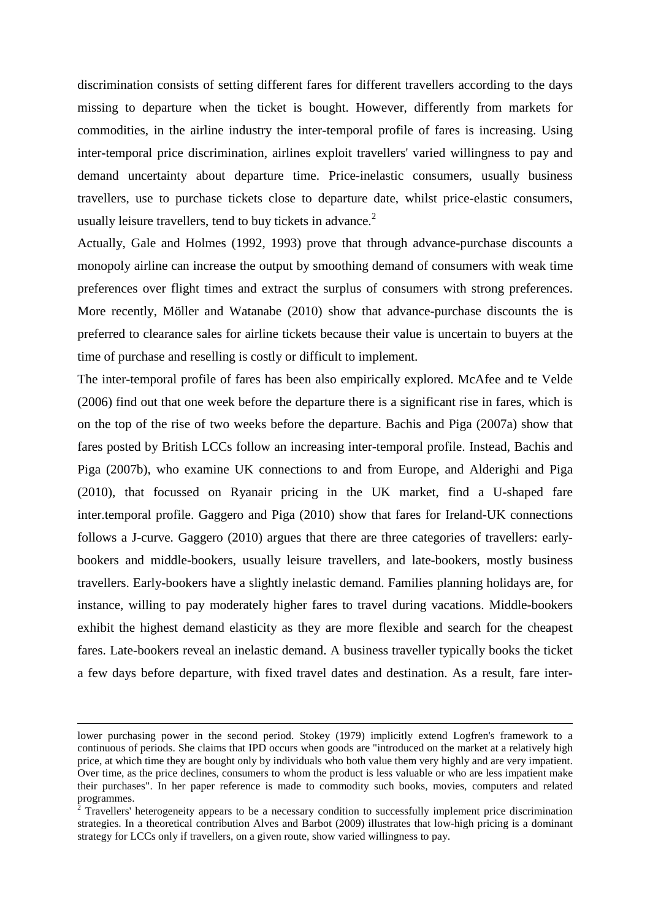discrimination consists of setting different fares for different travellers according to the days missing to departure when the ticket is bought. However, differently from markets for commodities, in the airline industry the inter-temporal profile of fares is increasing. Using inter-temporal price discrimination, airlines exploit travellers' varied willingness to pay and demand uncertainty about departure time. Price-inelastic consumers, usually business travellers, use to purchase tickets close to departure date, whilst price-elastic consumers, usually leisure travellers, tend to buy tickets in advance.[2]

Actually, Gale and Holmes (1992, 1993) prove that through advance-purchase discounts a monopoly airline can increase the output by smoothing demand of consumers with weak time preferences over flight times and extract the surplus of consumers with strong preferences. More recently, Möller and Watanabe (2010) show that advance-purchase discounts the is preferred to clearance sales for airline tickets because their value is uncertain to buyers at the time of purchase and reselling is costly or difficult to implement.

The inter-temporal profile of fares has been also empirically explored. McAfee and te Velde (2006) find out that one week before the departure there is a significant rise in fares, which is on the top of the rise of two weeks before the departure. Bachis and Piga (2007a) show that fares posted by British LCCs follow an increasing inter-temporal profile. Instead, Bachis and Piga (2007b), who examine UK connections to and from Europe, and Alderighi and Piga (2010), that focussed on Ryanair pricing in the UK market, find a U-shaped fare inter.temporal profile. Gaggero and Piga (2010) show that fares for Ireland-UK connections follows a J-curve. Gaggero (2010) argues that there are three categories of travellers: early-bookers and middle-bookers, usually leisure travellers, and late-bookers, mostly business travellers. Early-bookers have a slightly inelastic demand. Families planning holidays are, for instance, willing to pay moderately higher fares to travel during vacations. Middle-bookers exhibit the highest demand elasticity as they are more flexible and search for the cheapest fares. Late-bookers reveal an inelastic demand. A business traveller typically books the ticket a few days before departure, with fixed travel dates and destination. As a result, fare inter-

---

lower purchasing power in the second period. Stokey (1979) implicitly extend Logfren's framework to a continuous of periods. She claims that IPD occurs when goods are "introduced on the market at a relatively high price, at which time they are bought only by individuals who both value them very highly and are very impatient. Over time, as the price declines, consumers to whom the product is less valuable or who are less impatient make their purchases". In her paper reference is made to commodity such books, movies, computers and related programmes.

[2] Travellers' heterogeneity appears to be a necessary condition to successfully implement price discrimination strategies. In a theoretical contribution Alves and Barbot (2009) illustrates that low-high pricing is a dominant strategy for LCCs only if travellers, on a given route, show varied willingness to pay.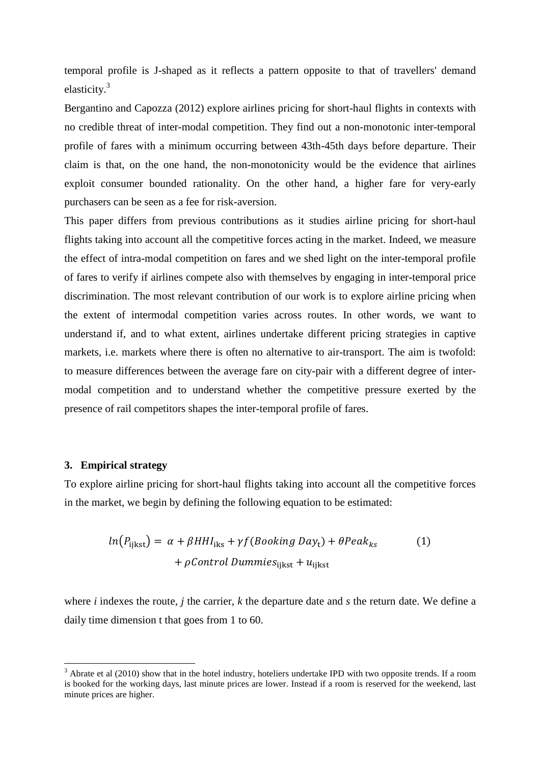temporal profile is J-shaped as it reflects a pattern opposite to that of travellers' demand elasticity.[3]

Bergantino and Capozza (2012) explore airlines pricing for short-haul flights in contexts with no credible threat of inter-modal competition. They find out a non-monotonic inter-temporal profile of fares with a minimum occurring between 43th-45th days before departure. Their claim is that, on the one hand, the non-monotonicity would be the evidence that airlines exploit consumer bounded rationality. On the other hand, a higher fare for very-early purchasers can be seen as a fee for risk-aversion.

This paper differs from previous contributions as it studies airline pricing for short-haul flights taking into account all the competitive forces acting in the market. Indeed, we measure the effect of intra-modal competition on fares and we shed light on the inter-temporal profile of fares to verify if airlines compete also with themselves by engaging in inter-temporal price discrimination. The most relevant contribution of our work is to explore airline pricing when the extent of intermodal competition varies across routes. In other words, we want to understand if, and to what extent, airlines undertake different pricing strategies in captive markets, i.e. markets where there is often no alternative to air-transport. The aim is twofold: to measure differences between the average fare on city-pair with a different degree of inter-modal competition and to understand whether the competitive pressure exerted by the presence of rail competitors shapes the inter-temporal profile of fares.

### 3. Empirical strategy

To explore airline pricing for short-haul flights taking into account all the competitive forces in the market, we begin by defining the following equation to be estimated:

$$ln(P_{\text{ijkst}}) = \alpha + \beta HHI_{\text{iks}} + \gamma f(Booking\ Day_{\text{t}}) + \theta Peak_{ks} + \rho Control\ Dummies_{\text{ijkst}} + u_{\text{ijkst}} \quad (1)$$

where *i* indexes the route, *j* the carrier, *k* the departure date and *s* the return date. We define a daily time dimension t that goes from 1 to 60.

[3] Abrate et al (2010) show that in the hotel industry, hoteliers undertake IPD with two opposite trends. If a room is booked for the working days, last minute prices are lower. Instead if a room is reserved for the weekend, last minute prices are higher.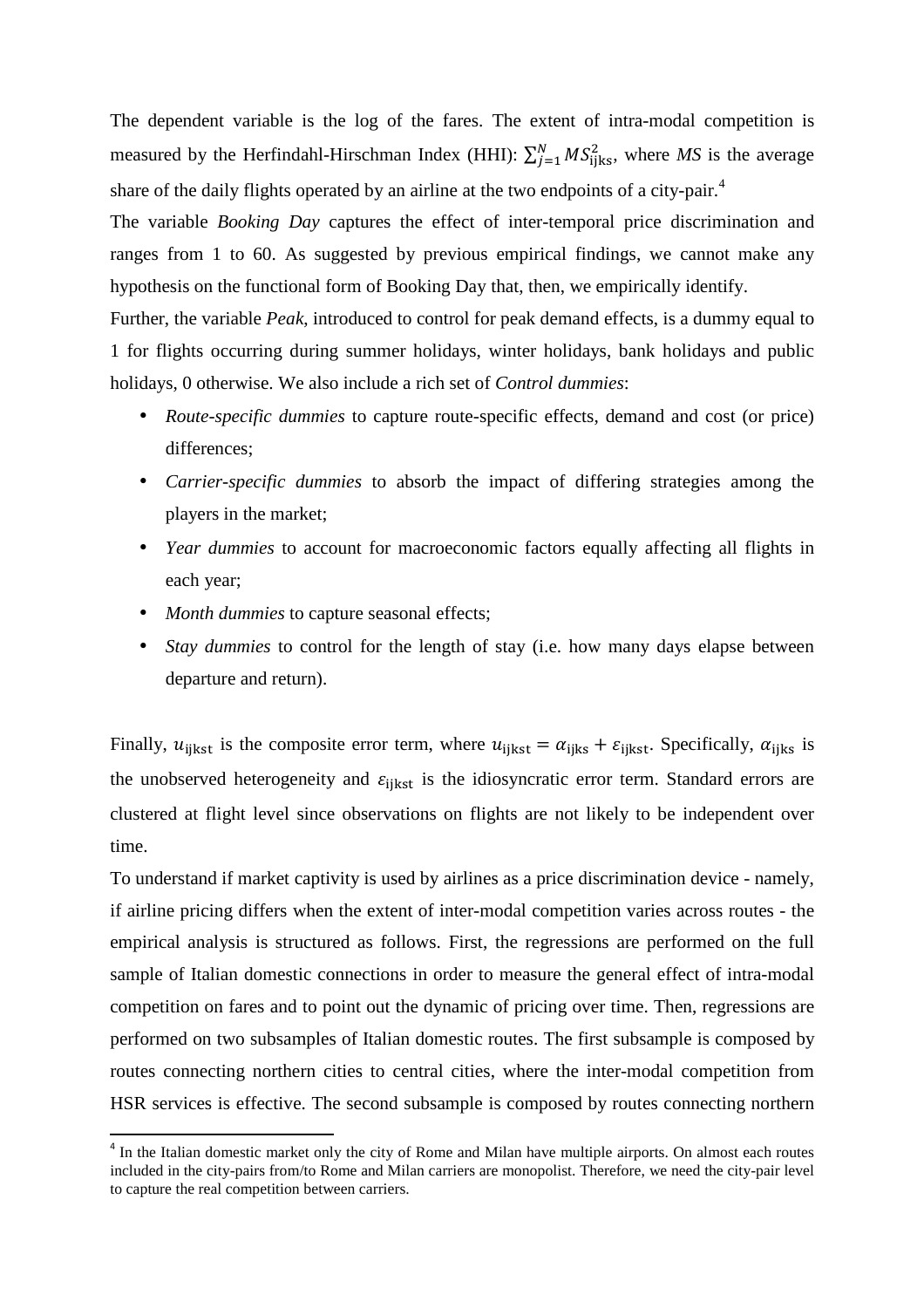The dependent variable is the log of the fares. The extent of intra-modal competition is measured by the Herfindahl-Hirschman Index (HHI): $\sum_{j=1}^{N} MS_{\mathrm{ijks}}^{2}$, where *MS* is the average share of the daily flights operated by an airline at the two endpoints of a city-pair.[4]

The variable *Booking Day* captures the effect of inter-temporal price discrimination and ranges from 1 to 60. As suggested by previous empirical findings, we cannot make any hypothesis on the functional form of Booking Day that, then, we empirically identify.

Further, the variable *Peak*, introduced to control for peak demand effects, is a dummy equal to 1 for flights occurring during summer holidays, winter holidays, bank holidays and public holidays, 0 otherwise. We also include a rich set of *Control dummies*:

- *Route-specific dummies* to capture route-specific effects, demand and cost (or price) differences;
- *Carrier-specific dummies* to absorb the impact of differing strategies among the players in the market;
- *Year dummies* to account for macroeconomic factors equally affecting all flights in each year;
- *Month dummies* to capture seasonal effects;
- *Stay dummies* to control for the length of stay (i.e. how many days elapse between departure and return).

Finally, $u_{\mathrm{ijkst}}$ is the composite error term, where $u_{\mathrm{ijkst}} = \alpha_{\mathrm{ijks}} + \varepsilon_{\mathrm{ijkst}}$. Specifically, $\alpha_{\mathrm{ijks}}$ is the unobserved heterogeneity and $\varepsilon_{\mathrm{ijkst}}$ is the idiosyncratic error term. Standard errors are clustered at flight level since observations on flights are not likely to be independent over time.

To understand if market captivity is used by airlines as a price discrimination device - namely, if airline pricing differs when the extent of inter-modal competition varies across routes - the empirical analysis is structured as follows. First, the regressions are performed on the full sample of Italian domestic connections in order to measure the general effect of intra-modal competition on fares and to point out the dynamic of pricing over time. Then, regressions are performed on two subsamples of Italian domestic routes. The first subsample is composed by routes connecting northern cities to central cities, where the inter-modal competition from HSR services is effective. The second subsample is composed by routes connecting northern

[4] In the Italian domestic market only the city of Rome and Milan have multiple airports. On almost each routes included in the city-pairs from/to Rome and Milan carriers are monopolist. Therefore, we need the city-pair level to capture the real competition between carriers.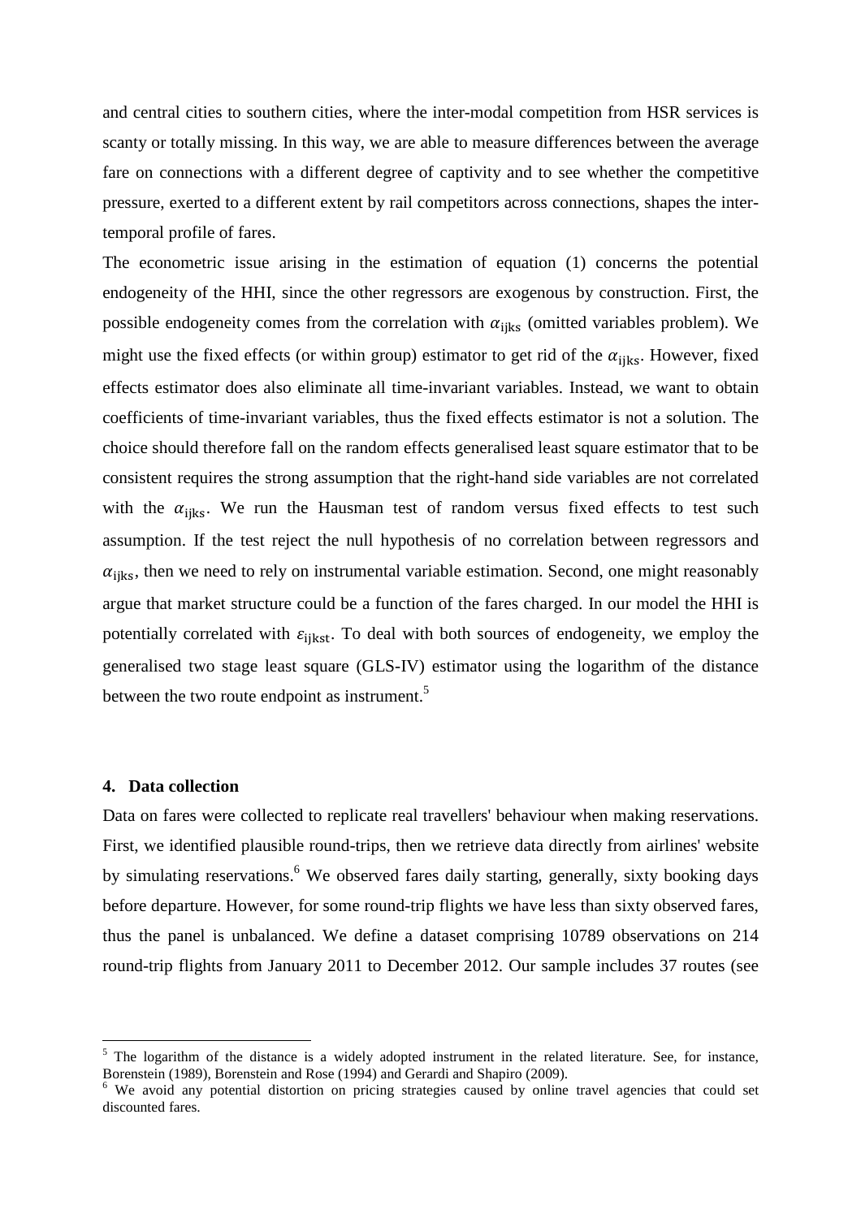and central cities to southern cities, where the inter-modal competition from HSR services is scanty or totally missing. In this way, we are able to measure differences between the average fare on connections with a different degree of captivity and to see whether the competitive pressure, exerted to a different extent by rail competitors across connections, shapes the inter-temporal profile of fares.

The econometric issue arising in the estimation of equation (1) concerns the potential endogeneity of the HHI, since the other regressors are exogenous by construction. First, the possible endogeneity comes from the correlation with $\alpha_{ijks}$ (omitted variables problem). We might use the fixed effects (or within group) estimator to get rid of the $\alpha_{ijks}$. However, fixed effects estimator does also eliminate all time-invariant variables. Instead, we want to obtain coefficients of time-invariant variables, thus the fixed effects estimator is not a solution. The choice should therefore fall on the random effects generalised least square estimator that to be consistent requires the strong assumption that the right-hand side variables are not correlated with the $\alpha_{ijks}$. We run the Hausman test of random versus fixed effects to test such assumption. If the test reject the null hypothesis of no correlation between regressors and $\alpha_{ijks}$, then we need to rely on instrumental variable estimation. Second, one might reasonably argue that market structure could be a function of the fares charged. In our model the HHI is potentially correlated with $\varepsilon_{ijkst}$. To deal with both sources of endogeneity, we employ the generalised two stage least square (GLS-IV) estimator using the logarithm of the distance between the two route endpoint as instrument.[5]

## 4. Data collection

Data on fares were collected to replicate real travellers' behaviour when making reservations. First, we identified plausible round-trips, then we retrieve data directly from airlines' website by simulating reservations.[6] We observed fares daily starting, generally, sixty booking days before departure. However, for some round-trip flights we have less than sixty observed fares, thus the panel is unbalanced. We define a dataset comprising 10789 observations on 214 round-trip flights from January 2011 to December 2012. Our sample includes 37 routes (see

[5] The logarithm of the distance is a widely adopted instrument in the related literature. See, for instance, Borenstein (1989), Borenstein and Rose (1994) and Gerardi and Shapiro (2009).

[6] We avoid any potential distortion on pricing strategies caused by online travel agencies that could set discounted fares.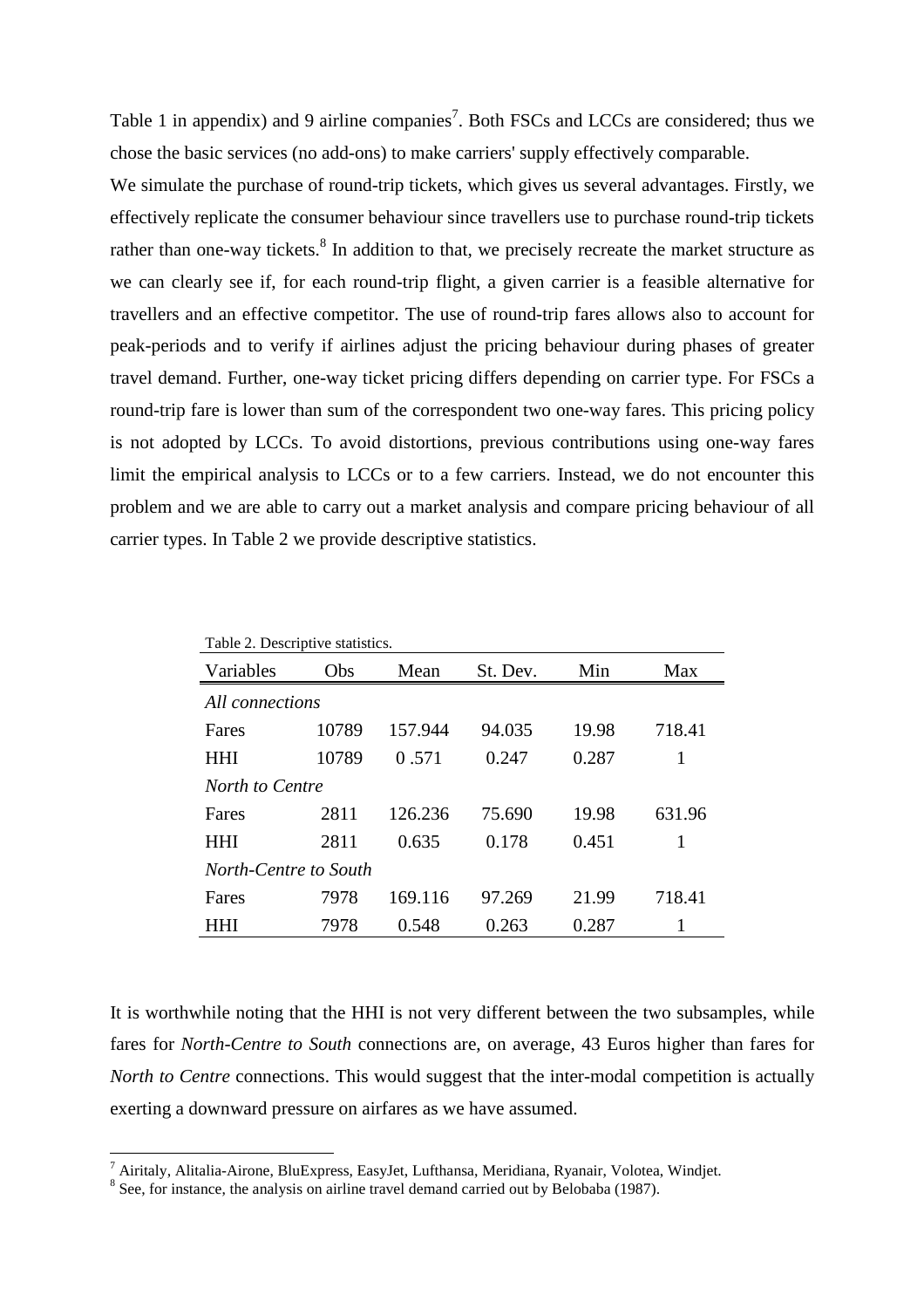Table 1 in appendix) and 9 airline companies[7]. Both FSCs and LCCs are considered; thus we chose the basic services (no add-ons) to make carriers' supply effectively comparable.

We simulate the purchase of round-trip tickets, which gives us several advantages. Firstly, we effectively replicate the consumer behaviour since travellers use to purchase round-trip tickets rather than one-way tickets.[8] In addition to that, we precisely recreate the market structure as we can clearly see if, for each round-trip flight, a given carrier is a feasible alternative for travellers and an effective competitor. The use of round-trip fares allows also to account for peak-periods and to verify if airlines adjust the pricing behaviour during phases of greater travel demand. Further, one-way ticket pricing differs depending on carrier type. For FSCs a round-trip fare is lower than sum of the correspondent two one-way fares. This pricing policy is not adopted by LCCs. To avoid distortions, previous contributions using one-way fares limit the empirical analysis to LCCs or to a few carriers. Instead, we do not encounter this problem and we are able to carry out a market analysis and compare pricing behaviour of all carrier types. In Table 2 we provide descriptive statistics.

Table 2. Descriptive statistics.

| Variables | Obs | Mean | St. Dev. | Min | Max |
|---|---|---|---|---|---|
| *All connections* | | | | | |
| Fares | 10789 | 157.944 | 94.035 | 19.98 | 718.41 |
| HHI | 10789 | 0 .571 | 0.247 | 0.287 | 1 |
| *North to Centre* | | | | | |
| Fares | 2811 | 126.236 | 75.690 | 19.98 | 631.96 |
| HHI | 2811 | 0.635 | 0.178 | 0.451 | 1 |
| *North-Centre to South* | | | | | |
| Fares | 7978 | 169.116 | 97.269 | 21.99 | 718.41 |
| HHI | 7978 | 0.548 | 0.263 | 0.287 | 1 |

It is worthwhile noting that the HHI is not very different between the two subsamples, while fares for *North-Centre to South* connections are, on average, 43 Euros higher than fares for *North to Centre* connections. This would suggest that the inter-modal competition is actually exerting a downward pressure on airfares as we have assumed.

[7] Airitaly, Alitalia-Airone, BluExpress, EasyJet, Lufthansa, Meridiana, Ryanair, Volotea, Windjet.

[8] See, for instance, the analysis on airline travel demand carried out by Belobaba (1987).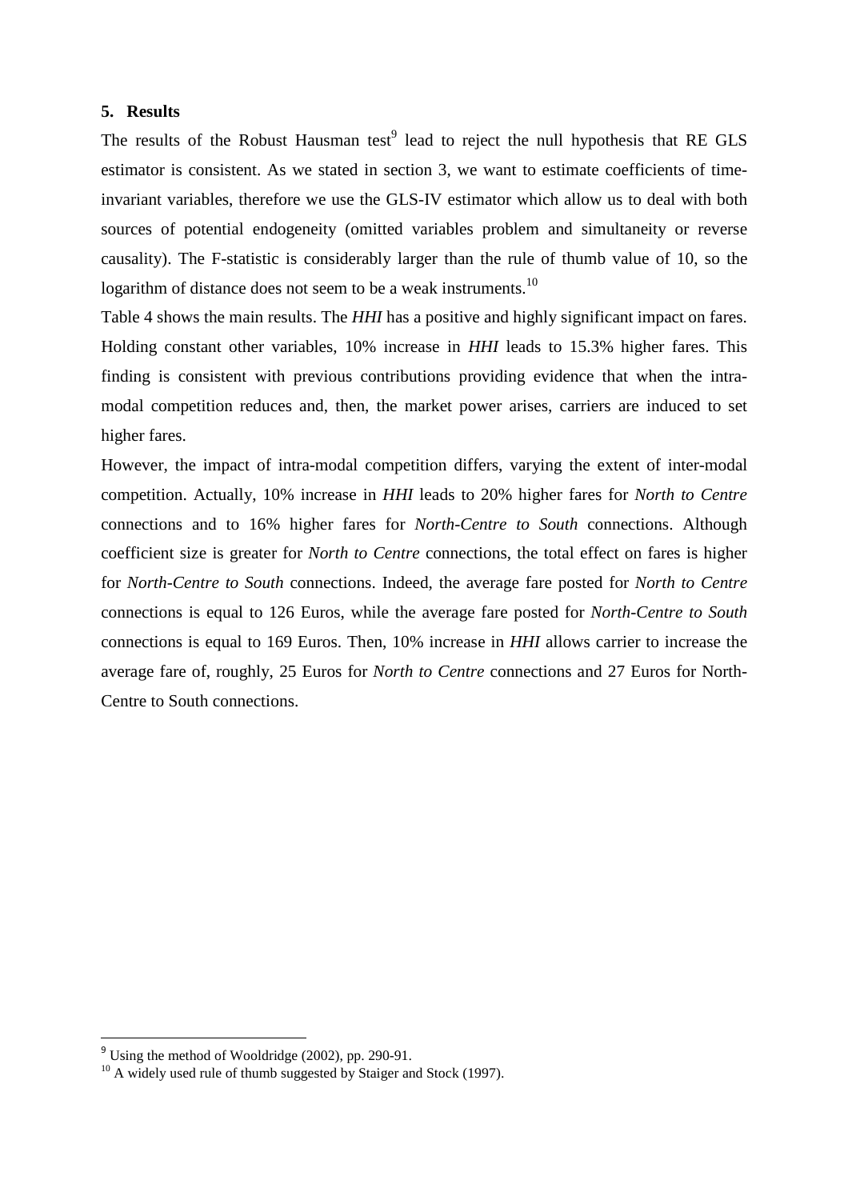## 5. Results

The results of the Robust Hausman test[9] lead to reject the null hypothesis that RE GLS estimator is consistent. As we stated in section 3, we want to estimate coefficients of time-invariant variables, therefore we use the GLS-IV estimator which allow us to deal with both sources of potential endogeneity (omitted variables problem and simultaneity or reverse causality). The F-statistic is considerably larger than the rule of thumb value of 10, so the logarithm of distance does not seem to be a weak instruments.[10]

Table 4 shows the main results. The *HHI* has a positive and highly significant impact on fares. Holding constant other variables, 10% increase in *HHI* leads to 15.3% higher fares. This finding is consistent with previous contributions providing evidence that when the intra-modal competition reduces and, then, the market power arises, carriers are induced to set higher fares.

However, the impact of intra-modal competition differs, varying the extent of inter-modal competition. Actually, 10% increase in *HHI* leads to 20% higher fares for *North to Centre* connections and to 16% higher fares for *North-Centre to South* connections. Although coefficient size is greater for *North to Centre* connections, the total effect on fares is higher for *North-Centre to South* connections. Indeed, the average fare posted for *North to Centre* connections is equal to 126 Euros, while the average fare posted for *North-Centre to South* connections is equal to 169 Euros. Then, 10% increase in *HHI* allows carrier to increase the average fare of, roughly, 25 Euros for *North to Centre* connections and 27 Euros for North-Centre to South connections.

---

[9] Using the method of Wooldridge (2002), pp. 290-91.

[10] A widely used rule of thumb suggested by Staiger and Stock (1997).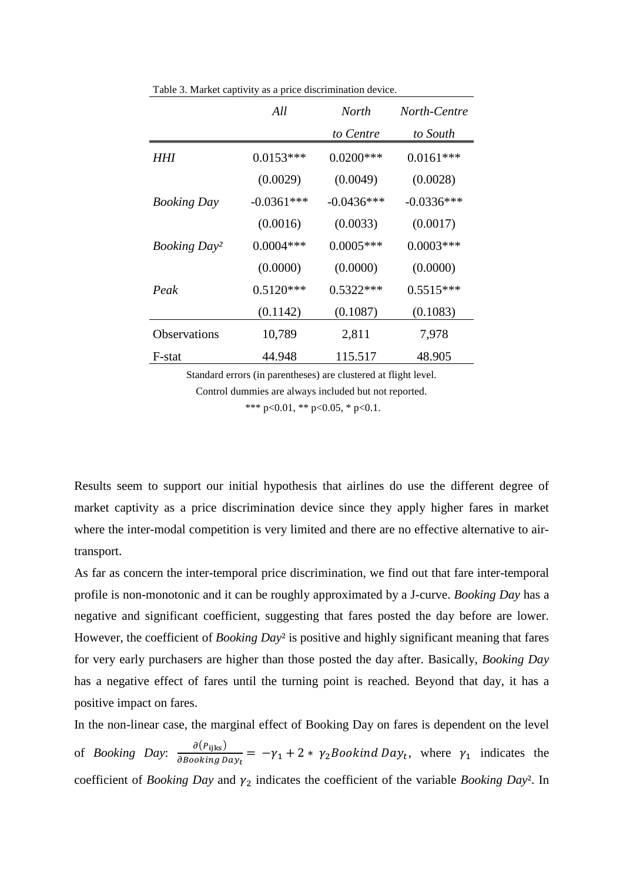Table 3. Market captivity as a price discrimination device.

| | *All* | *North to Centre* | *North-Centre to South* |
|---|---|---|---|
| *HHI* | 0.0153*** | 0.0200*** | 0.0161*** |
| | (0.0029) | (0.0049) | (0.0028) |
| *Booking Day* | -0.0361*** | -0.0436*** | -0.0336*** |
| | (0.0016) | (0.0033) | (0.0017) |
| *Booking Day²* | 0.0004*** | 0.0005*** | 0.0003*** |
| | (0.0000) | (0.0000) | (0.0000) |
| *Peak* | 0.5120*** | 0.5322*** | 0.5515*** |
| | (0.1142) | (0.1087) | (0.1083) |
| Observations | 10,789 | 2,811 | 7,978 |
| F-stat | 44.948 | 115.517 | 48.905 |

Standard errors (in parentheses) are clustered at flight level.

Control dummies are always included but not reported.

*** p<0.01, ** p<0.05, * p<0.1.

Results seem to support our initial hypothesis that airlines do use the different degree of market captivity as a price discrimination device since they apply higher fares in market where the inter-modal competition is very limited and there are no effective alternative to air-transport.

As far as concern the inter-temporal price discrimination, we find out that fare inter-temporal profile is non-monotonic and it can be roughly approximated by a J-curve. *Booking Day* has a negative and significant coefficient, suggesting that fares posted the day before are lower. However, the coefficient of *Booking Day²* is positive and highly significant meaning that fares for very early purchasers are higher than those posted the day after. Basically, *Booking Day* has a negative effect of fares until the turning point is reached. Beyond that day, it has a positive impact on fares.

In the non-linear case, the marginal effect of Booking Day on fares is dependent on the level of *Booking Day*: $\frac{\partial(P_{\mathrm{ijks}})}{\partial Booking\ Day_t} = -\gamma_1 + 2 * \gamma_2 Bookind\ Day_t$, where $\gamma_1$ indicates the coefficient of *Booking Day* and $\gamma_2$ indicates the coefficient of the variable *Booking Day²*. In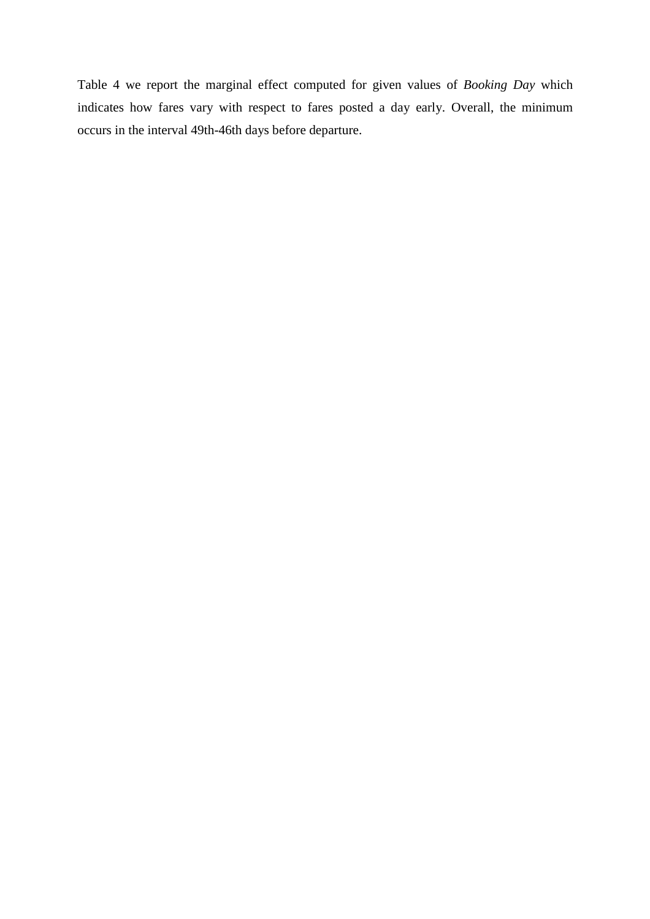Table 4 we report the marginal effect computed for given values of *Booking Day* which indicates how fares vary with respect to fares posted a day early. Overall, the minimum occurs in the interval 49th-46th days before departure.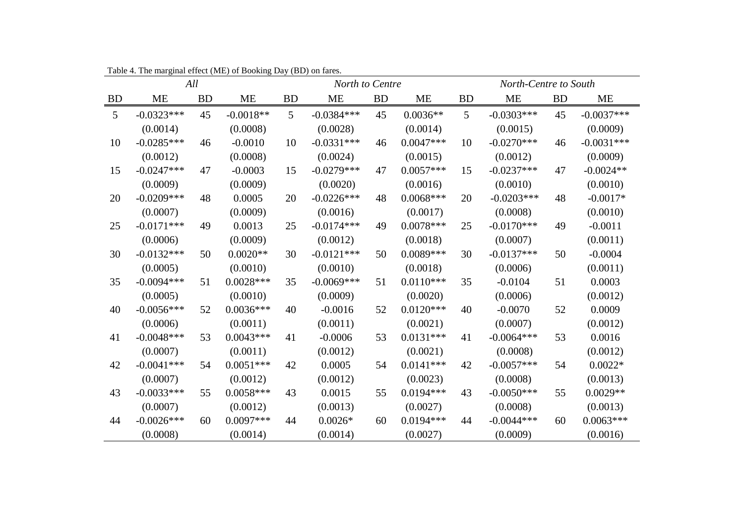Table 4. The marginal effect (ME) of Booking Day (BD) on fares.

| *All* | | | | *North to Centre* | | | | *North-Centre to South* | | | |
|---|---|---|---|---|---|---|---|---|---|---|---|
| BD | ME | BD | ME | BD | ME | BD | ME | BD | ME | BD | ME |
| 5 | -0.0323*** | 45 | -0.0018** | 5 | -0.0384*** | 45 | 0.0036** | 5 | -0.0303*** | 45 | -0.0037*** |
| | (0.0014) | | (0.0008) | | (0.0028) | | (0.0014) | | (0.0015) | | (0.0009) |
| 10 | -0.0285*** | 46 | -0.0010 | 10 | -0.0331*** | 46 | 0.0047*** | 10 | -0.0270*** | 46 | -0.0031*** |
| | (0.0012) | | (0.0008) | | (0.0024) | | (0.0015) | | (0.0012) | | (0.0009) |
| 15 | -0.0247*** | 47 | -0.0003 | 15 | -0.0279*** | 47 | 0.0057*** | 15 | -0.0237*** | 47 | -0.0024** |
| | (0.0009) | | (0.0009) | | (0.0020) | | (0.0016) | | (0.0010) | | (0.0010) |
| 20 | -0.0209*** | 48 | 0.0005 | 20 | -0.0226*** | 48 | 0.0068*** | 20 | -0.0203*** | 48 | -0.0017* |
| | (0.0007) | | (0.0009) | | (0.0016) | | (0.0017) | | (0.0008) | | (0.0010) |
| 25 | -0.0171*** | 49 | 0.0013 | 25 | -0.0174*** | 49 | 0.0078*** | 25 | -0.0170*** | 49 | -0.0011 |
| | (0.0006) | | (0.0009) | | (0.0012) | | (0.0018) | | (0.0007) | | (0.0011) |
| 30 | -0.0132*** | 50 | 0.0020** | 30 | -0.0121*** | 50 | 0.0089*** | 30 | -0.0137*** | 50 | -0.0004 |
| | (0.0005) | | (0.0010) | | (0.0010) | | (0.0018) | | (0.0006) | | (0.0011) |
| 35 | -0.0094*** | 51 | 0.0028*** | 35 | -0.0069*** | 51 | 0.0110*** | 35 | -0.0104 | 51 | 0.0003 |
| | (0.0005) | | (0.0010) | | (0.0009) | | (0.0020) | | (0.0006) | | (0.0012) |
| 40 | -0.0056*** | 52 | 0.0036*** | 40 | -0.0016 | 52 | 0.0120*** | 40 | -0.0070 | 52 | 0.0009 |
| | (0.0006) | | (0.0011) | | (0.0011) | | (0.0021) | | (0.0007) | | (0.0012) |
| 41 | -0.0048*** | 53 | 0.0043*** | 41 | -0.0006 | 53 | 0.0131*** | 41 | -0.0064*** | 53 | 0.0016 |
| | (0.0007) | | (0.0011) | | (0.0012) | | (0.0021) | | (0.0008) | | (0.0012) |
| 42 | -0.0041*** | 54 | 0.0051*** | 42 | 0.0005 | 54 | 0.0141*** | 42 | -0.0057*** | 54 | 0.0022* |
| | (0.0007) | | (0.0012) | | (0.0012) | | (0.0023) | | (0.0008) | | (0.0013) |
| 43 | -0.0033*** | 55 | 0.0058*** | 43 | 0.0015 | 55 | 0.0194*** | 43 | -0.0050*** | 55 | 0.0029** |
| | (0.0007) | | (0.0012) | | (0.0013) | | (0.0027) | | (0.0008) | | (0.0013) |
| 44 | -0.0026*** | 60 | 0.0097*** | 44 | 0.0026* | 60 | 0.0194*** | 44 | -0.0044*** | 60 | 0.0063*** |
| | (0.0008) | | (0.0014) | | (0.0014) | | (0.0027) | | (0.0009) | | (0.0016) |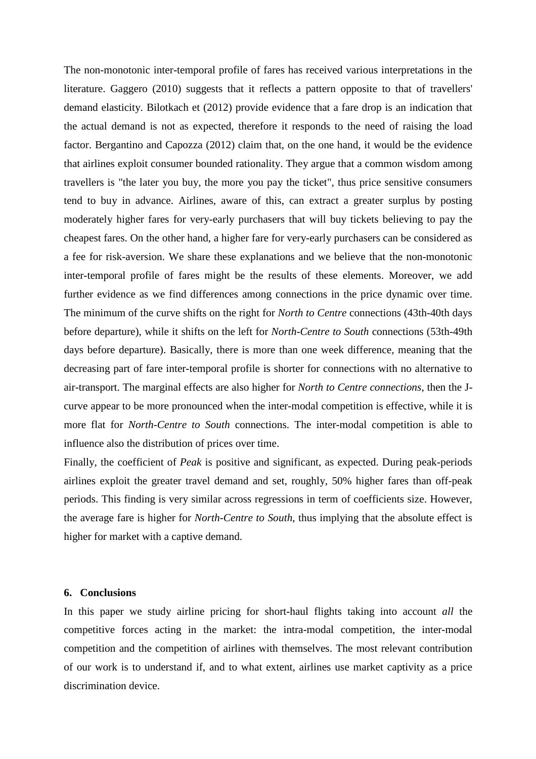The non-monotonic inter-temporal profile of fares has received various interpretations in the literature. Gaggero (2010) suggests that it reflects a pattern opposite to that of travellers' demand elasticity. Bilotkach et (2012) provide evidence that a fare drop is an indication that the actual demand is not as expected, therefore it responds to the need of raising the load factor. Bergantino and Capozza (2012) claim that, on the one hand, it would be the evidence that airlines exploit consumer bounded rationality. They argue that a common wisdom among travellers is "the later you buy, the more you pay the ticket", thus price sensitive consumers tend to buy in advance. Airlines, aware of this, can extract a greater surplus by posting moderately higher fares for very-early purchasers that will buy tickets believing to pay the cheapest fares. On the other hand, a higher fare for very-early purchasers can be considered as a fee for risk-aversion. We share these explanations and we believe that the non-monotonic inter-temporal profile of fares might be the results of these elements. Moreover, we add further evidence as we find differences among connections in the price dynamic over time. The minimum of the curve shifts on the right for *North to Centre* connections (43th-40th days before departure), while it shifts on the left for *North-Centre to South* connections (53th-49th days before departure). Basically, there is more than one week difference, meaning that the decreasing part of fare inter-temporal profile is shorter for connections with no alternative to air-transport. The marginal effects are also higher for *North to Centre connections*, then the J-curve appear to be more pronounced when the inter-modal competition is effective, while it is more flat for *North-Centre to South* connections. The inter-modal competition is able to influence also the distribution of prices over time.

Finally, the coefficient of *Peak* is positive and significant, as expected. During peak-periods airlines exploit the greater travel demand and set, roughly, 50% higher fares than off-peak periods. This finding is very similar across regressions in term of coefficients size. However, the average fare is higher for *North-Centre to South*, thus implying that the absolute effect is higher for market with a captive demand.

## 6. Conclusions

In this paper we study airline pricing for short-haul flights taking into account *all* the competitive forces acting in the market: the intra-modal competition, the inter-modal competition and the competition of airlines with themselves. The most relevant contribution of our work is to understand if, and to what extent, airlines use market captivity as a price discrimination device.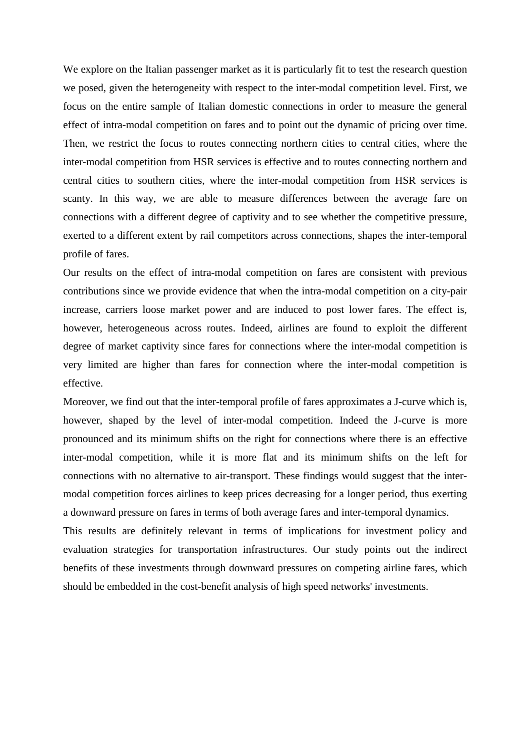We explore on the Italian passenger market as it is particularly fit to test the research question we posed, given the heterogeneity with respect to the inter-modal competition level. First, we focus on the entire sample of Italian domestic connections in order to measure the general effect of intra-modal competition on fares and to point out the dynamic of pricing over time. Then, we restrict the focus to routes connecting northern cities to central cities, where the inter-modal competition from HSR services is effective and to routes connecting northern and central cities to southern cities, where the inter-modal competition from HSR services is scanty. In this way, we are able to measure differences between the average fare on connections with a different degree of captivity and to see whether the competitive pressure, exerted to a different extent by rail competitors across connections, shapes the inter-temporal profile of fares.

Our results on the effect of intra-modal competition on fares are consistent with previous contributions since we provide evidence that when the intra-modal competition on a city-pair increase, carriers loose market power and are induced to post lower fares. The effect is, however, heterogeneous across routes. Indeed, airlines are found to exploit the different degree of market captivity since fares for connections where the inter-modal competition is very limited are higher than fares for connection where the inter-modal competition is effective.

Moreover, we find out that the inter-temporal profile of fares approximates a J-curve which is, however, shaped by the level of inter-modal competition. Indeed the J-curve is more pronounced and its minimum shifts on the right for connections where there is an effective inter-modal competition, while it is more flat and its minimum shifts on the left for connections with no alternative to air-transport. These findings would suggest that the inter-modal competition forces airlines to keep prices decreasing for a longer period, thus exerting a downward pressure on fares in terms of both average fares and inter-temporal dynamics.

This results are definitely relevant in terms of implications for investment policy and evaluation strategies for transportation infrastructures. Our study points out the indirect benefits of these investments through downward pressures on competing airline fares, which should be embedded in the cost-benefit analysis of high speed networks' investments.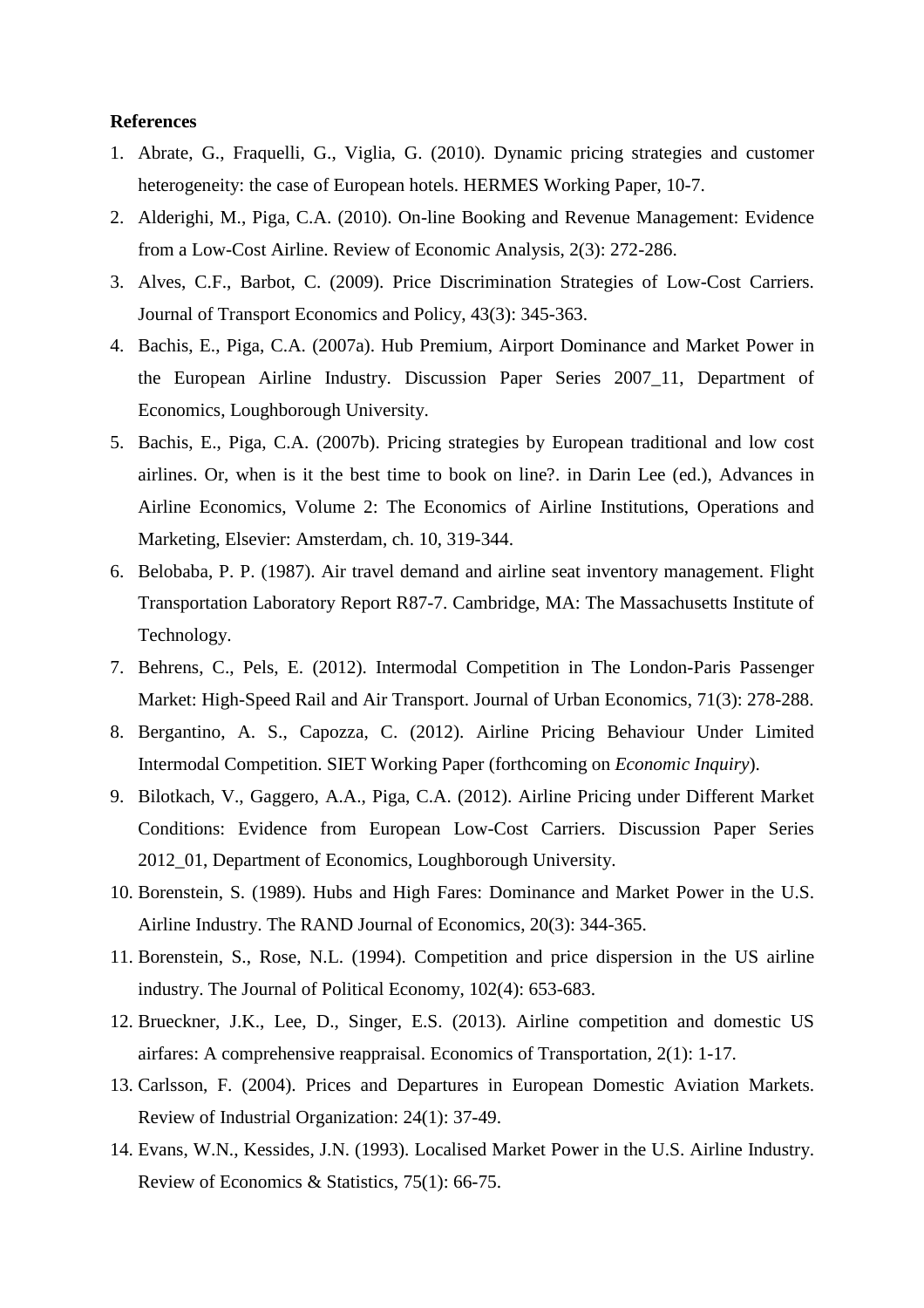**References**

1. Abrate, G., Fraquelli, G., Viglia, G. (2010). Dynamic pricing strategies and customer heterogeneity: the case of European hotels. HERMES Working Paper, 10-7.
2. Alderighi, M., Piga, C.A. (2010). On-line Booking and Revenue Management: Evidence from a Low-Cost Airline. Review of Economic Analysis, 2(3): 272-286.
3. Alves, C.F., Barbot, C. (2009). Price Discrimination Strategies of Low-Cost Carriers. Journal of Transport Economics and Policy, 43(3): 345-363.
4. Bachis, E., Piga, C.A. (2007a). Hub Premium, Airport Dominance and Market Power in the European Airline Industry. Discussion Paper Series 2007_11, Department of Economics, Loughborough University.
5. Bachis, E., Piga, C.A. (2007b). Pricing strategies by European traditional and low cost airlines. Or, when is it the best time to book on line?. in Darin Lee (ed.), Advances in Airline Economics, Volume 2: The Economics of Airline Institutions, Operations and Marketing, Elsevier: Amsterdam, ch. 10, 319-344.
6. Belobaba, P. P. (1987). Air travel demand and airline seat inventory management. Flight Transportation Laboratory Report R87-7. Cambridge, MA: The Massachusetts Institute of Technology.
7. Behrens, C., Pels, E. (2012). Intermodal Competition in The London-Paris Passenger Market: High-Speed Rail and Air Transport. Journal of Urban Economics, 71(3): 278-288.
8. Bergantino, A. S., Capozza, C. (2012). Airline Pricing Behaviour Under Limited Intermodal Competition. SIET Working Paper (forthcoming on *Economic Inquiry*).
9. Bilotkach, V., Gaggero, A.A., Piga, C.A. (2012). Airline Pricing under Different Market Conditions: Evidence from European Low-Cost Carriers. Discussion Paper Series 2012_01, Department of Economics, Loughborough University.
10. Borenstein, S. (1989). Hubs and High Fares: Dominance and Market Power in the U.S. Airline Industry. The RAND Journal of Economics, 20(3): 344-365.
11. Borenstein, S., Rose, N.L. (1994). Competition and price dispersion in the US airline industry. The Journal of Political Economy, 102(4): 653-683.
12. Brueckner, J.K., Lee, D., Singer, E.S. (2013). Airline competition and domestic US airfares: A comprehensive reappraisal. Economics of Transportation, 2(1): 1-17.
13. Carlsson, F. (2004). Prices and Departures in European Domestic Aviation Markets. Review of Industrial Organization: 24(1): 37-49.
14. Evans, W.N., Kessides, J.N. (1993). Localised Market Power in the U.S. Airline Industry. Review of Economics & Statistics, 75(1): 66-75.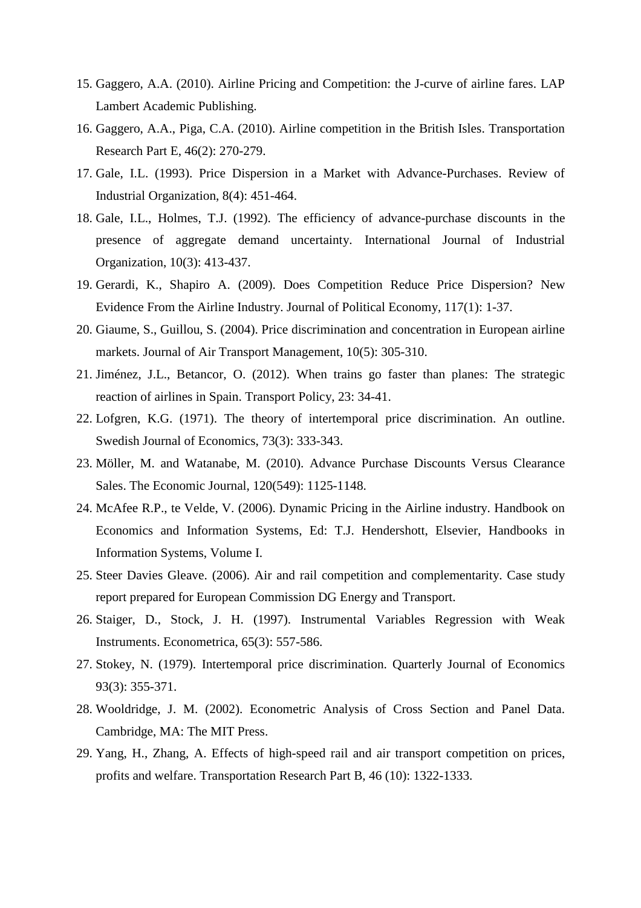15. Gaggero, A.A. (2010). Airline Pricing and Competition: the J-curve of airline fares. LAP Lambert Academic Publishing.
16. Gaggero, A.A., Piga, C.A. (2010). Airline competition in the British Isles. Transportation Research Part E, 46(2): 270-279.
17. Gale, I.L. (1993). Price Dispersion in a Market with Advance-Purchases. Review of Industrial Organization, 8(4): 451-464.
18. Gale, I.L., Holmes, T.J. (1992). The efficiency of advance-purchase discounts in the presence of aggregate demand uncertainty. International Journal of Industrial Organization, 10(3): 413-437.
19. Gerardi, K., Shapiro A. (2009). Does Competition Reduce Price Dispersion? New Evidence From the Airline Industry. Journal of Political Economy, 117(1): 1-37.
20. Giaume, S., Guillou, S. (2004). Price discrimination and concentration in European airline markets. Journal of Air Transport Management, 10(5): 305-310.
21. Jiménez, J.L., Betancor, O. (2012). When trains go faster than planes: The strategic reaction of airlines in Spain. Transport Policy, 23: 34-41.
22. Lofgren, K.G. (1971). The theory of intertemporal price discrimination. An outline. Swedish Journal of Economics, 73(3): 333-343.
23. Möller, M. and Watanabe, M. (2010). Advance Purchase Discounts Versus Clearance Sales. The Economic Journal, 120(549): 1125-1148.
24. McAfee R.P., te Velde, V. (2006). Dynamic Pricing in the Airline industry. Handbook on Economics and Information Systems, Ed: T.J. Hendershott, Elsevier, Handbooks in Information Systems, Volume I.
25. Steer Davies Gleave. (2006). Air and rail competition and complementarity. Case study report prepared for European Commission DG Energy and Transport.
26. Staiger, D., Stock, J. H. (1997). Instrumental Variables Regression with Weak Instruments. Econometrica, 65(3): 557-586.
27. Stokey, N. (1979). Intertemporal price discrimination. Quarterly Journal of Economics 93(3): 355-371.
28. Wooldridge, J. M. (2002). Econometric Analysis of Cross Section and Panel Data. Cambridge, MA: The MIT Press.
29. Yang, H., Zhang, A. Effects of high-speed rail and air transport competition on prices, profits and welfare. Transportation Research Part B, 46 (10): 1322-1333.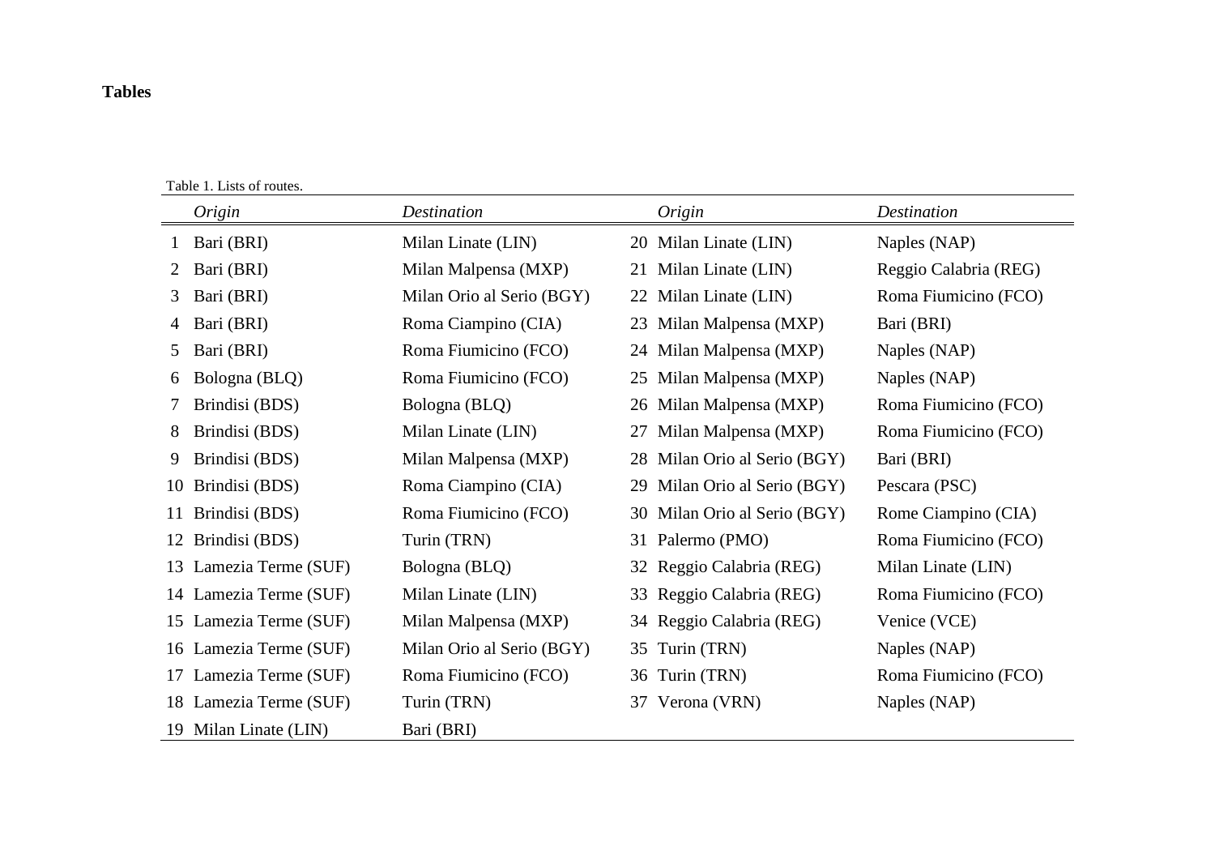**Tables**

Table 1. Lists of routes.

| | *Origin* | *Destination* | | *Origin* | *Destination* |
|---|---|---|---|---|---|
| 1 | Bari (BRI) | Milan Linate (LIN) | 20 | Milan Linate (LIN) | Naples (NAP) |
| 2 | Bari (BRI) | Milan Malpensa (MXP) | 21 | Milan Linate (LIN) | Reggio Calabria (REG) |
| 3 | Bari (BRI) | Milan Orio al Serio (BGY) | 22 | Milan Linate (LIN) | Roma Fiumicino (FCO) |
| 4 | Bari (BRI) | Roma Ciampino (CIA) | 23 | Milan Malpensa (MXP) | Bari (BRI) |
| 5 | Bari (BRI) | Roma Fiumicino (FCO) | 24 | Milan Malpensa (MXP) | Naples (NAP) |
| 6 | Bologna (BLQ) | Roma Fiumicino (FCO) | 25 | Milan Malpensa (MXP) | Naples (NAP) |
| 7 | Brindisi (BDS) | Bologna (BLQ) | 26 | Milan Malpensa (MXP) | Roma Fiumicino (FCO) |
| 8 | Brindisi (BDS) | Milan Linate (LIN) | 27 | Milan Malpensa (MXP) | Roma Fiumicino (FCO) |
| 9 | Brindisi (BDS) | Milan Malpensa (MXP) | 28 | Milan Orio al Serio (BGY) | Bari (BRI) |
| 10 | Brindisi (BDS) | Roma Ciampino (CIA) | 29 | Milan Orio al Serio (BGY) | Pescara (PSC) |
| 11 | Brindisi (BDS) | Roma Fiumicino (FCO) | 30 | Milan Orio al Serio (BGY) | Rome Ciampino (CIA) |
| 12 | Brindisi (BDS) | Turin (TRN) | 31 | Palermo (PMO) | Roma Fiumicino (FCO) |
| 13 | Lamezia Terme (SUF) | Bologna (BLQ) | 32 | Reggio Calabria (REG) | Milan Linate (LIN) |
| 14 | Lamezia Terme (SUF) | Milan Linate (LIN) | 33 | Reggio Calabria (REG) | Roma Fiumicino (FCO) |
| 15 | Lamezia Terme (SUF) | Milan Malpensa (MXP) | 34 | Reggio Calabria (REG) | Venice (VCE) |
| 16 | Lamezia Terme (SUF) | Milan Orio al Serio (BGY) | 35 | Turin (TRN) | Naples (NAP) |
| 17 | Lamezia Terme (SUF) | Roma Fiumicino (FCO) | 36 | Turin (TRN) | Roma Fiumicino (FCO) |
| 18 | Lamezia Terme (SUF) | Turin (TRN) | 37 | Verona (VRN) | Naples (NAP) |
| 19 | Milan Linate (LIN) | Bari (BRI) | | | |